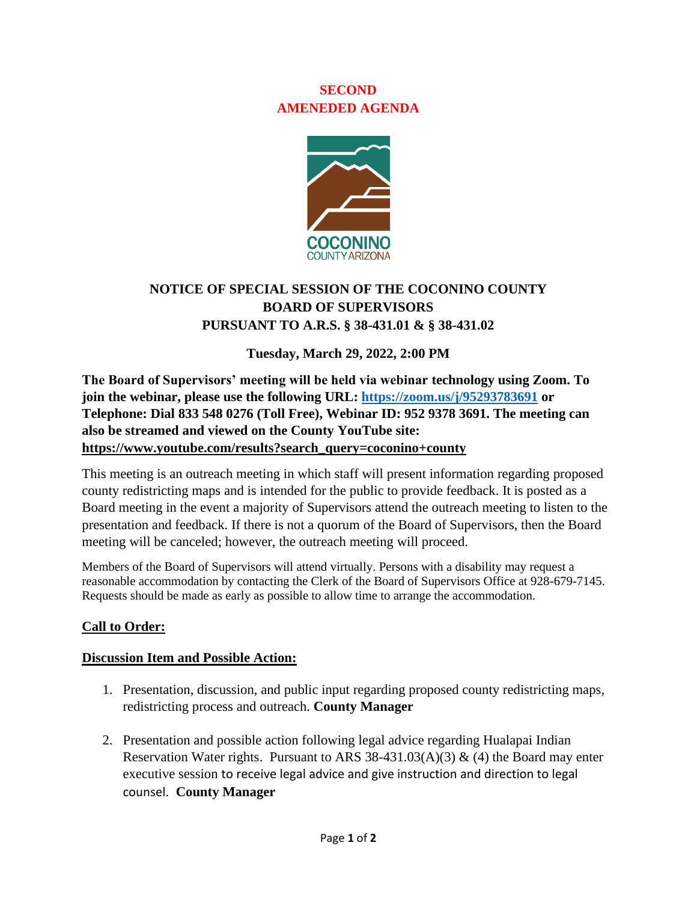**SECOND**
**AMENEDED AGENDA**

# NOTICE OF SPECIAL SESSION OF THE COCONINO COUNTY BOARD OF SUPERVISORS PURSUANT TO A.R.S. § 38-431.01 & § 38-431.02

**Tuesday, March 29, 2022, 2:00 PM**

**The Board of Supervisors' meeting will be held via webinar technology using Zoom. To join the webinar, please use the following URL: [https://zoom.us/j/95293783691](https://zoom.us/j/95293783691) or Telephone: Dial 833 548 0276 (Toll Free), Webinar ID: 952 9378 3691. The meeting can also be streamed and viewed on the County YouTube site: https://www.youtube.com/results?search_query=coconino+county**

This meeting is an outreach meeting in which staff will present information regarding proposed county redistricting maps and is intended for the public to provide feedback. It is posted as a Board meeting in the event a majority of Supervisors attend the outreach meeting to listen to the presentation and feedback. If there is not a quorum of the Board of Supervisors, then the Board meeting will be canceled; however, the outreach meeting will proceed.

Members of the Board of Supervisors will attend virtually. Persons with a disability may request a reasonable accommodation by contacting the Clerk of the Board of Supervisors Office at 928-679-7145. Requests should be made as early as possible to allow time to arrange the accommodation.

## Call to Order:

## Discussion Item and Possible Action:

1. Presentation, discussion, and public input regarding proposed county redistricting maps, redistricting process and outreach. **County Manager**

2. Presentation and possible action following legal advice regarding Hualapai Indian Reservation Water rights. Pursuant to ARS 38-431.03(A)(3) & (4) the Board may enter executive session to receive legal advice and give instruction and direction to legal counsel. **County Manager**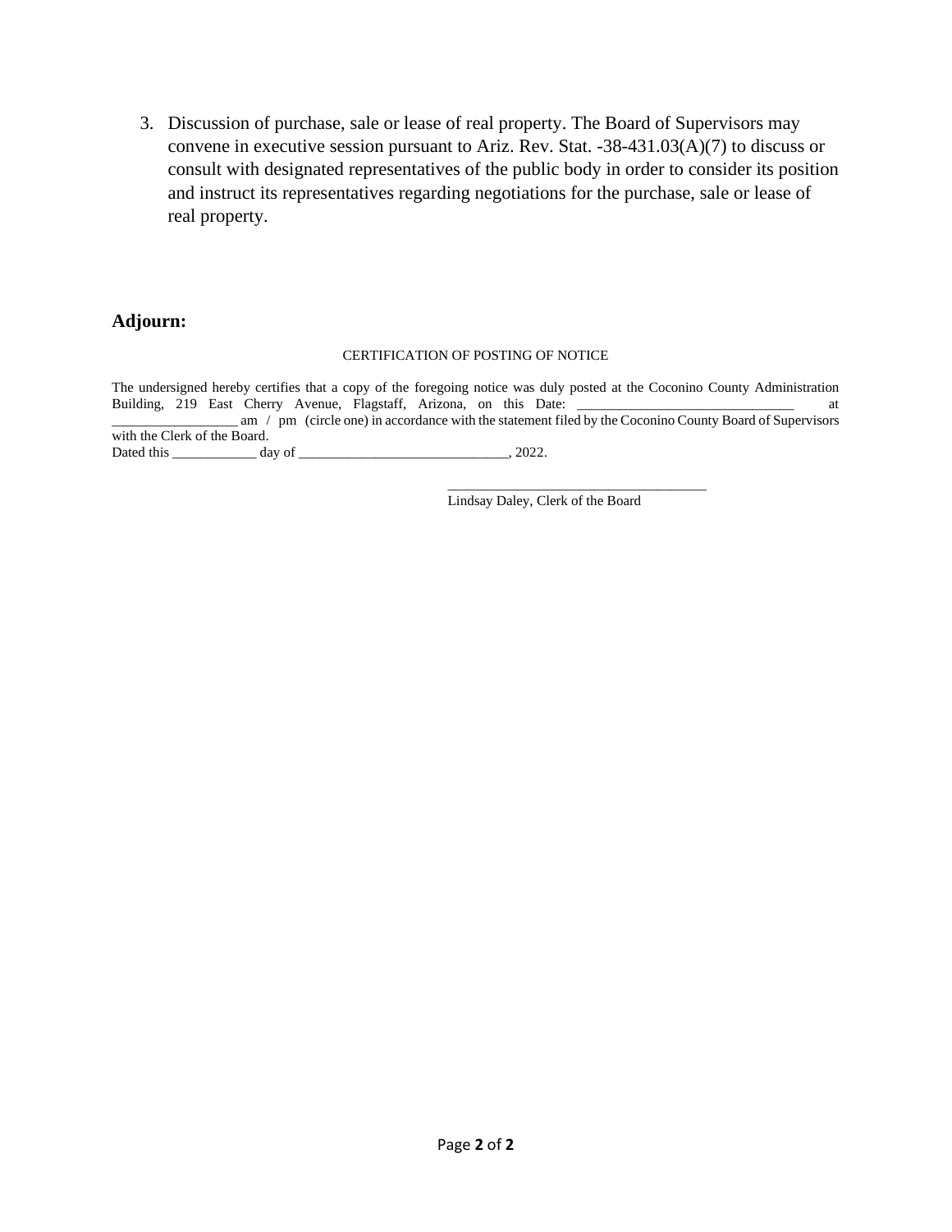3. Discussion of purchase, sale or lease of real property. The Board of Supervisors may convene in executive session pursuant to Ariz. Rev. Stat. -38-431.03(A)(7) to discuss or consult with designated representatives of the public body in order to consider its position and instruct its representatives regarding negotiations for the purchase, sale or lease of real property.

**Adjourn:**

CERTIFICATION OF POSTING OF NOTICE

The undersigned hereby certifies that a copy of the foregoing notice was duly posted at the Coconino County Administration Building, 219 East Cherry Avenue, Flagstaff, Arizona, on this Date: _______________________________ at __________________ am / pm (circle one) in accordance with the statement filed by the Coconino County Board of Supervisors with the Clerk of the Board.
Dated this ____________ day of ______________________________, 2022.

_____________________________________
Lindsay Daley, Clerk of the Board